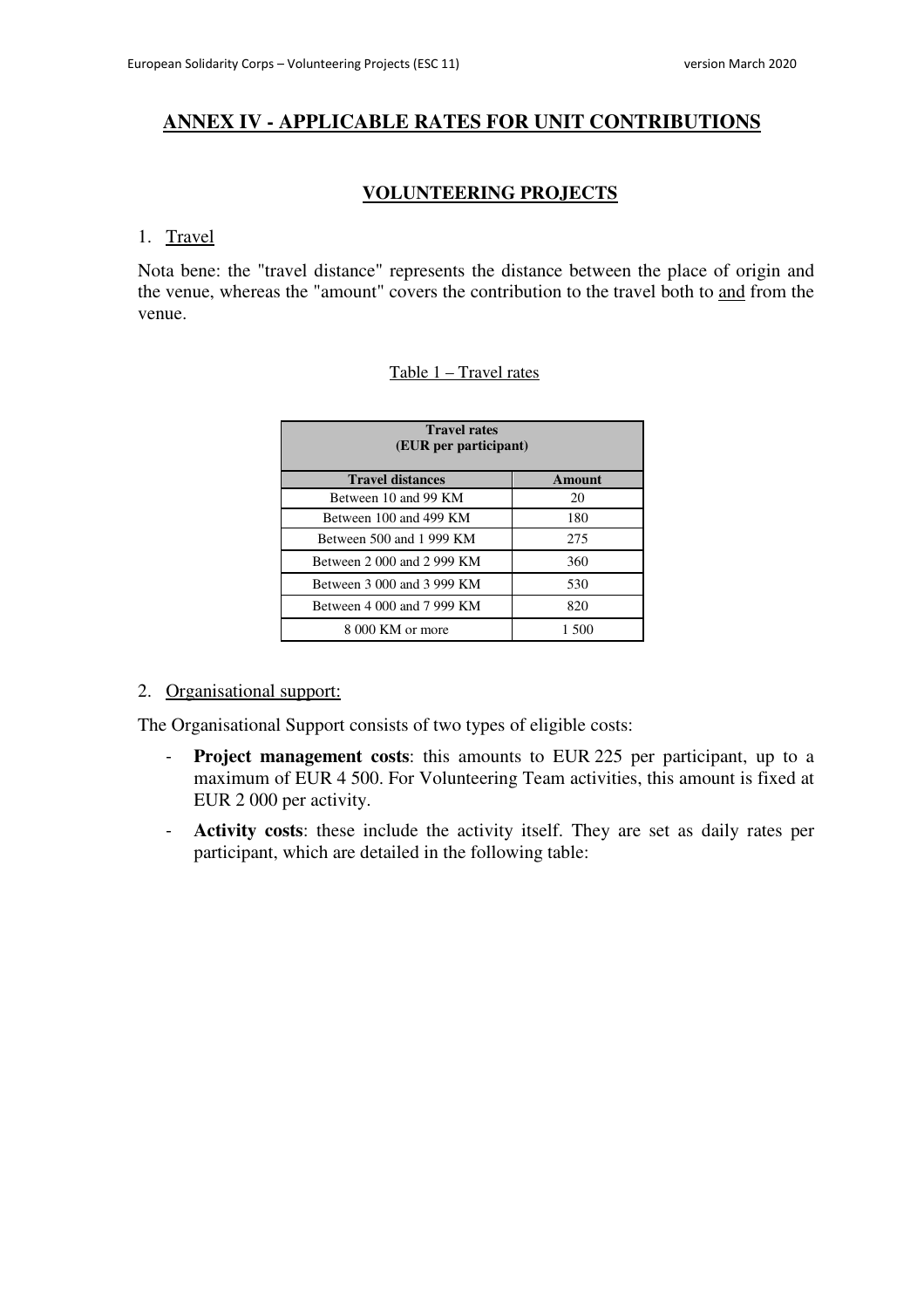## ANNEX IV - APPLICABLE RATES FOR UNIT CONTRIBUTIONS

### VOLUNTEERING PROJECTS

1. Travel

Nota bene: the "travel distance" represents the distance between the place of origin and the venue, whereas the "amount" covers the contribution to the travel both to and from the venue.

Table 1 – Travel rates

| Travel rates (EUR per participant) | |
|---|---|
| **Travel distances** | **Amount** |
| Between 10 and 99 KM | 20 |
| Between 100 and 499 KM | 180 |
| Between 500 and 1 999 KM | 275 |
| Between 2 000 and 2 999 KM | 360 |
| Between 3 000 and 3 999 KM | 530 |
| Between 4 000 and 7 999 KM | 820 |
| 8 000 KM or more | 1 500 |

2. Organisational support:

The Organisational Support consists of two types of eligible costs:

- **Project management costs**: this amounts to EUR 225 per participant, up to a maximum of EUR 4 500. For Volunteering Team activities, this amount is fixed at EUR 2 000 per activity.
- **Activity costs**: these include the activity itself. They are set as daily rates per participant, which are detailed in the following table: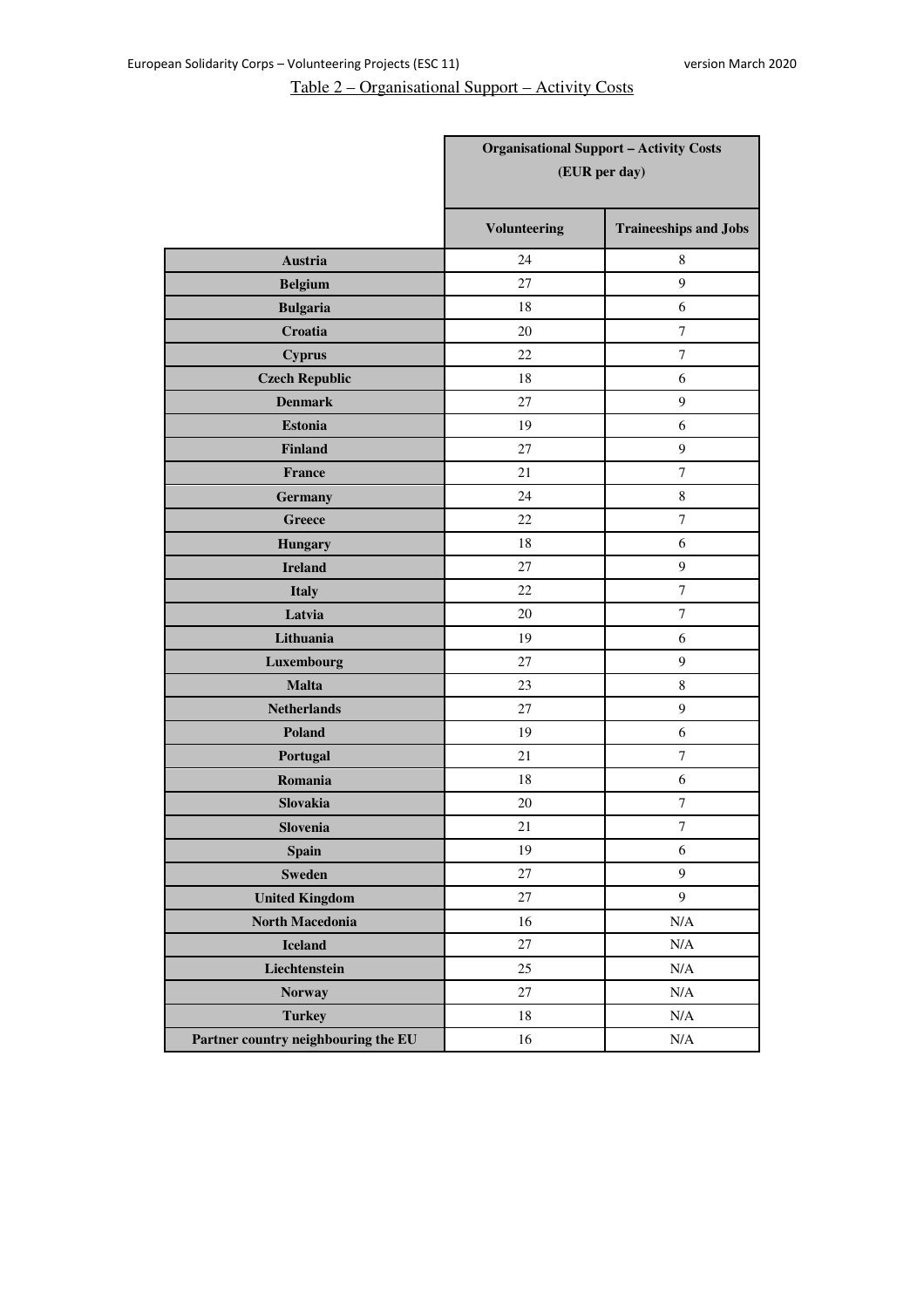Table 2 – Organisational Support – Activity Costs

| | Organisational Support – Activity Costs (EUR per day) | |
|---|---|---|
| | Volunteering | Traineeships and Jobs |
| Austria | 24 | 8 |
| Belgium | 27 | 9 |
| Bulgaria | 18 | 6 |
| Croatia | 20 | 7 |
| Cyprus | 22 | 7 |
| Czech Republic | 18 | 6 |
| Denmark | 27 | 9 |
| Estonia | 19 | 6 |
| Finland | 27 | 9 |
| France | 21 | 7 |
| Germany | 24 | 8 |
| Greece | 22 | 7 |
| Hungary | 18 | 6 |
| Ireland | 27 | 9 |
| Italy | 22 | 7 |
| Latvia | 20 | 7 |
| Lithuania | 19 | 6 |
| Luxembourg | 27 | 9 |
| Malta | 23 | 8 |
| Netherlands | 27 | 9 |
| Poland | 19 | 6 |
| Portugal | 21 | 7 |
| Romania | 18 | 6 |
| Slovakia | 20 | 7 |
| Slovenia | 21 | 7 |
| Spain | 19 | 6 |
| Sweden | 27 | 9 |
| United Kingdom | 27 | 9 |
| North Macedonia | 16 | N/A |
| Iceland | 27 | N/A |
| Liechtenstein | 25 | N/A |
| Norway | 27 | N/A |
| Turkey | 18 | N/A |
| Partner country neighbouring the EU | 16 | N/A |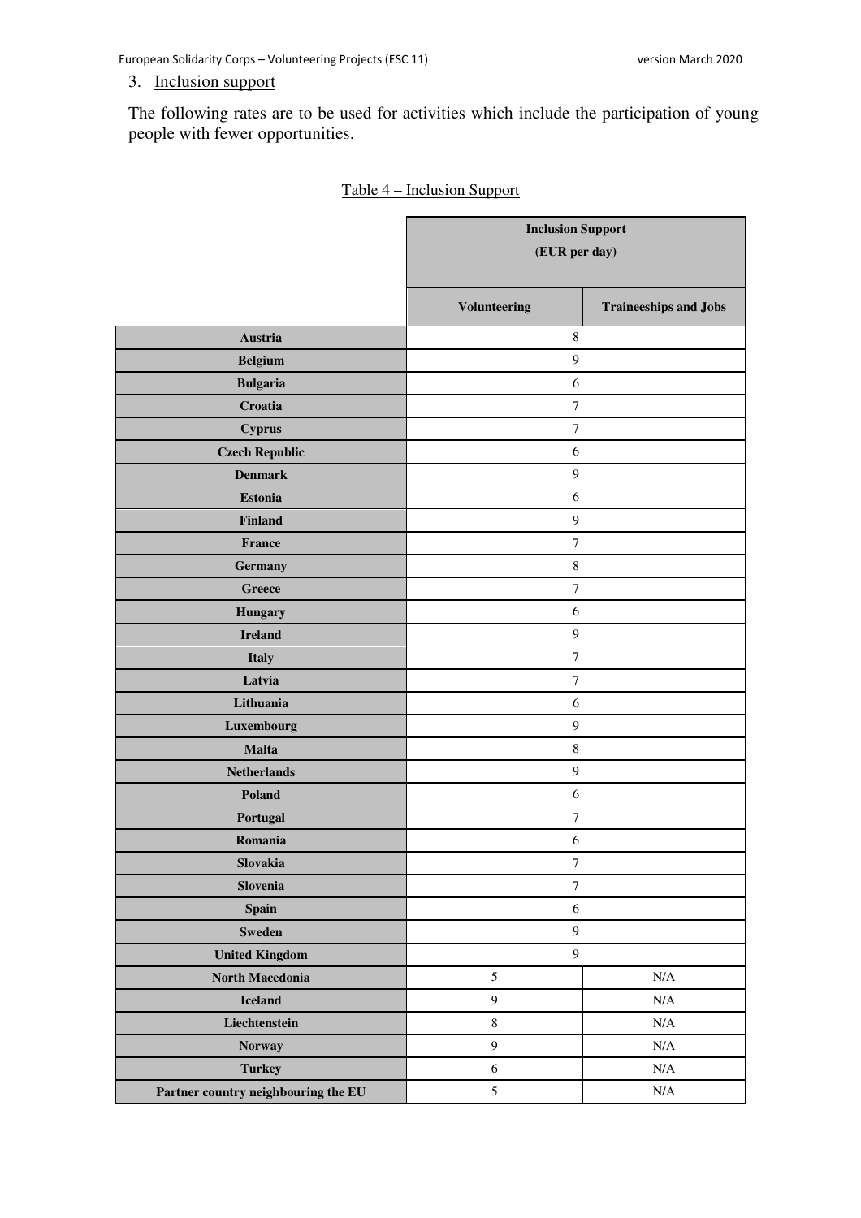3. Inclusion support

The following rates are to be used for activities which include the participation of young people with fewer opportunities.

Table 4 – Inclusion Support

| | Inclusion Support (EUR per day) | |
|---|---|---|
| | **Volunteering** | **Traineeships and Jobs** |
| **Austria** | 8 | |
| **Belgium** | 9 | |
| **Bulgaria** | 6 | |
| **Croatia** | 7 | |
| **Cyprus** | 7 | |
| **Czech Republic** | 6 | |
| **Denmark** | 9 | |
| **Estonia** | 6 | |
| **Finland** | 9 | |
| **France** | 7 | |
| **Germany** | 8 | |
| **Greece** | 7 | |
| **Hungary** | 6 | |
| **Ireland** | 9 | |
| **Italy** | 7 | |
| **Latvia** | 7 | |
| **Lithuania** | 6 | |
| **Luxembourg** | 9 | |
| **Malta** | 8 | |
| **Netherlands** | 9 | |
| **Poland** | 6 | |
| **Portugal** | 7 | |
| **Romania** | 6 | |
| **Slovakia** | 7 | |
| **Slovenia** | 7 | |
| **Spain** | 6 | |
| **Sweden** | 9 | |
| **United Kingdom** | 9 | |
| **North Macedonia** | 5 | N/A |
| **Iceland** | 9 | N/A |
| **Liechtenstein** | 8 | N/A |
| **Norway** | 9 | N/A |
| **Turkey** | 6 | N/A |
| **Partner country neighbouring the EU** | 5 | N/A |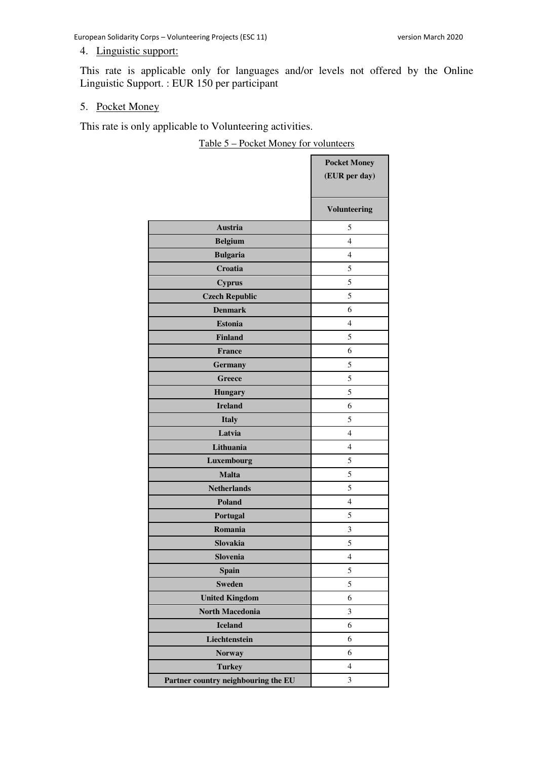4. Linguistic support:

This rate is applicable only for languages and/or levels not offered by the Online Linguistic Support. : EUR 150 per participant

5. Pocket Money

This rate is only applicable to Volunteering activities.

Table 5 – Pocket Money for volunteers

| | Pocket Money (EUR per day) |
|---|---|
| | **Volunteering** |
| **Austria** | 5 |
| **Belgium** | 4 |
| **Bulgaria** | 4 |
| **Croatia** | 5 |
| **Cyprus** | 5 |
| **Czech Republic** | 5 |
| **Denmark** | 6 |
| **Estonia** | 4 |
| **Finland** | 5 |
| **France** | 6 |
| **Germany** | 5 |
| **Greece** | 5 |
| **Hungary** | 5 |
| **Ireland** | 6 |
| **Italy** | 5 |
| **Latvia** | 4 |
| **Lithuania** | 4 |
| **Luxembourg** | 5 |
| **Malta** | 5 |
| **Netherlands** | 5 |
| **Poland** | 4 |
| **Portugal** | 5 |
| **Romania** | 3 |
| **Slovakia** | 5 |
| **Slovenia** | 4 |
| **Spain** | 5 |
| **Sweden** | 5 |
| **United Kingdom** | 6 |
| **North Macedonia** | 3 |
| **Iceland** | 6 |
| **Liechtenstein** | 6 |
| **Norway** | 6 |
| **Turkey** | 4 |
| **Partner country neighbouring the EU** | 3 |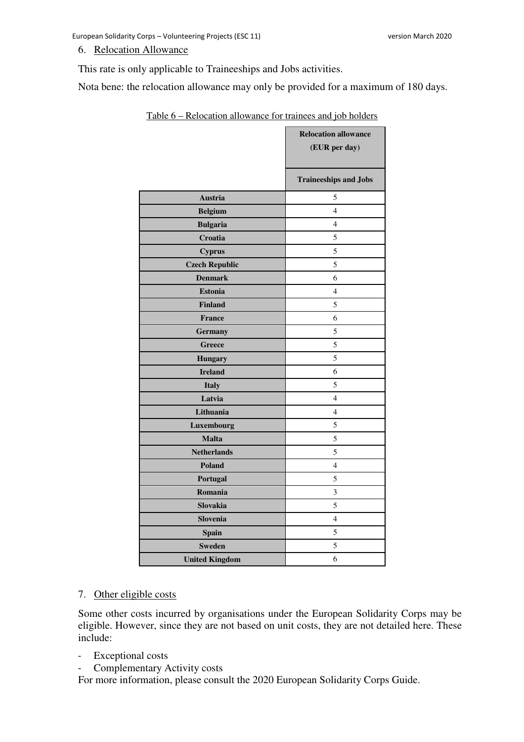## 6. Relocation Allowance

This rate is only applicable to Traineeships and Jobs activities.

Nota bene: the relocation allowance may only be provided for a maximum of 180 days.

Table 6 – Relocation allowance for trainees and job holders

| | **Relocation allowance (EUR per day)** |
|---|---|
| | **Traineeships and Jobs** |
| **Austria** | 5 |
| **Belgium** | 4 |
| **Bulgaria** | 4 |
| **Croatia** | 5 |
| **Cyprus** | 5 |
| **Czech Republic** | 5 |
| **Denmark** | 6 |
| **Estonia** | 4 |
| **Finland** | 5 |
| **France** | 6 |
| **Germany** | 5 |
| **Greece** | 5 |
| **Hungary** | 5 |
| **Ireland** | 6 |
| **Italy** | 5 |
| **Latvia** | 4 |
| **Lithuania** | 4 |
| **Luxembourg** | 5 |
| **Malta** | 5 |
| **Netherlands** | 5 |
| **Poland** | 4 |
| **Portugal** | 5 |
| **Romania** | 3 |
| **Slovakia** | 5 |
| **Slovenia** | 4 |
| **Spain** | 5 |
| **Sweden** | 5 |
| **United Kingdom** | 6 |

## 7. Other eligible costs

Some other costs incurred by organisations under the European Solidarity Corps may be eligible. However, since they are not based on unit costs, they are not detailed here. These include:

- Exceptional costs
- Complementary Activity costs

For more information, please consult the 2020 European Solidarity Corps Guide.